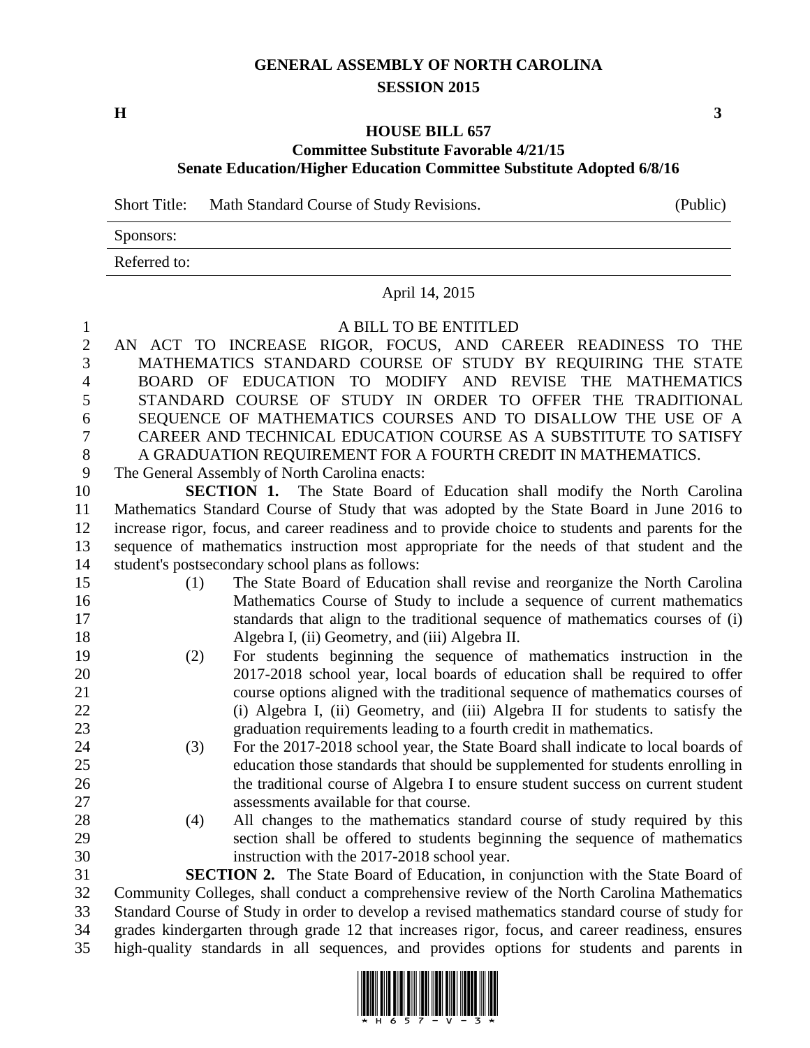# GENERAL ASSEMBLY OF NORTH CAROLINA
## SESSION 2015

**H** **3**

## HOUSE BILL 657
### Committee Substitute Favorable 4/21/15
### Senate Education/Higher Education Committee Substitute Adopted 6/8/16

| Short Title: | Math Standard Course of Study Revisions. | (Public) |
|---|---|---|
| Sponsors: | | |
| Referred to: | | |

April 14, 2015

A BILL TO BE ENTITLED

AN ACT TO INCREASE RIGOR, FOCUS, AND CAREER READINESS TO THE MATHEMATICS STANDARD COURSE OF STUDY BY REQUIRING THE STATE BOARD OF EDUCATION TO MODIFY AND REVISE THE MATHEMATICS STANDARD COURSE OF STUDY IN ORDER TO OFFER THE TRADITIONAL SEQUENCE OF MATHEMATICS COURSES AND TO DISALLOW THE USE OF A CAREER AND TECHNICAL EDUCATION COURSE AS A SUBSTITUTE TO SATISFY A GRADUATION REQUIREMENT FOR A FOURTH CREDIT IN MATHEMATICS.

The General Assembly of North Carolina enacts:

**SECTION 1.** The State Board of Education shall modify the North Carolina Mathematics Standard Course of Study that was adopted by the State Board in June 2016 to increase rigor, focus, and career readiness and to provide choice to students and parents for the sequence of mathematics instruction most appropriate for the needs of that student and the student's postsecondary school plans as follows:

(1) The State Board of Education shall revise and reorganize the North Carolina Mathematics Course of Study to include a sequence of current mathematics standards that align to the traditional sequence of mathematics courses of (i) Algebra I, (ii) Geometry, and (iii) Algebra II.

(2) For students beginning the sequence of mathematics instruction in the 2017-2018 school year, local boards of education shall be required to offer course options aligned with the traditional sequence of mathematics courses of (i) Algebra I, (ii) Geometry, and (iii) Algebra II for students to satisfy the graduation requirements leading to a fourth credit in mathematics.

(3) For the 2017-2018 school year, the State Board shall indicate to local boards of education those standards that should be supplemented for students enrolling in the traditional course of Algebra I to ensure student success on current student assessments available for that course.

(4) All changes to the mathematics standard course of study required by this section shall be offered to students beginning the sequence of mathematics instruction with the 2017-2018 school year.

**SECTION 2.** The State Board of Education, in conjunction with the State Board of Community Colleges, shall conduct a comprehensive review of the North Carolina Mathematics Standard Course of Study in order to develop a revised mathematics standard course of study for grades kindergarten through grade 12 that increases rigor, focus, and career readiness, ensures high-quality standards in all sequences, and provides options for students and parents in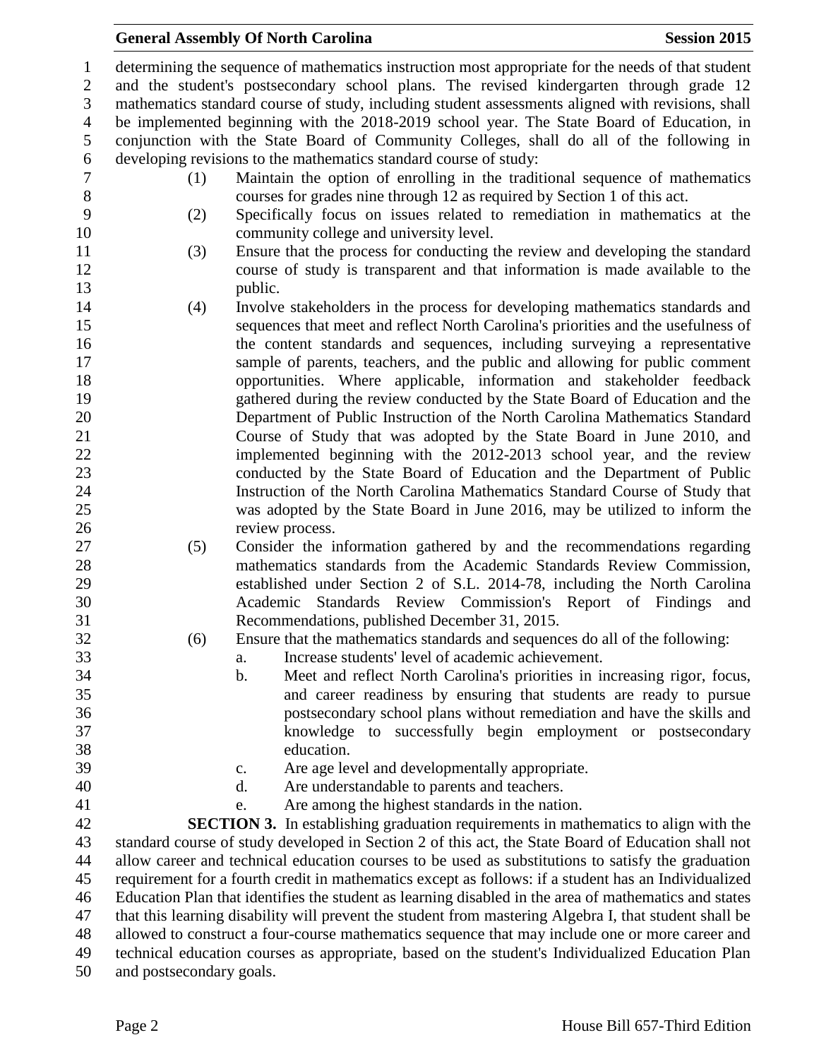determining the sequence of mathematics instruction most appropriate for the needs of that student and the student's postsecondary school plans. The revised kindergarten through grade 12 mathematics standard course of study, including student assessments aligned with revisions, shall be implemented beginning with the 2018-2019 school year. The State Board of Education, in conjunction with the State Board of Community Colleges, shall do all of the following in developing revisions to the mathematics standard course of study:

(1) Maintain the option of enrolling in the traditional sequence of mathematics courses for grades nine through 12 as required by Section 1 of this act.

(2) Specifically focus on issues related to remediation in mathematics at the community college and university level.

(3) Ensure that the process for conducting the review and developing the standard course of study is transparent and that information is made available to the public.

(4) Involve stakeholders in the process for developing mathematics standards and sequences that meet and reflect North Carolina's priorities and the usefulness of the content standards and sequences, including surveying a representative sample of parents, teachers, and the public and allowing for public comment opportunities. Where applicable, information and stakeholder feedback gathered during the review conducted by the State Board of Education and the Department of Public Instruction of the North Carolina Mathematics Standard Course of Study that was adopted by the State Board in June 2010, and implemented beginning with the 2012-2013 school year, and the review conducted by the State Board of Education and the Department of Public Instruction of the North Carolina Mathematics Standard Course of Study that was adopted by the State Board in June 2016, may be utilized to inform the review process.

(5) Consider the information gathered by and the recommendations regarding mathematics standards from the Academic Standards Review Commission, established under Section 2 of S.L. 2014-78, including the North Carolina Academic Standards Review Commission's Report of Findings and Recommendations, published December 31, 2015.

(6) Ensure that the mathematics standards and sequences do all of the following:

   a. Increase students' level of academic achievement.

   b. Meet and reflect North Carolina's priorities in increasing rigor, focus, and career readiness by ensuring that students are ready to pursue postsecondary school plans without remediation and have the skills and knowledge to successfully begin employment or postsecondary education.

   c. Are age level and developmentally appropriate.

   d. Are understandable to parents and teachers.

   e. Are among the highest standards in the nation.

**SECTION 3.** In establishing graduation requirements in mathematics to align with the standard course of study developed in Section 2 of this act, the State Board of Education shall not allow career and technical education courses to be used as substitutions to satisfy the graduation requirement for a fourth credit in mathematics except as follows: if a student has an Individualized Education Plan that identifies the student as learning disabled in the area of mathematics and states that this learning disability will prevent the student from mastering Algebra I, that student shall be allowed to construct a four-course mathematics sequence that may include one or more career and technical education courses as appropriate, based on the student's Individualized Education Plan and postsecondary goals.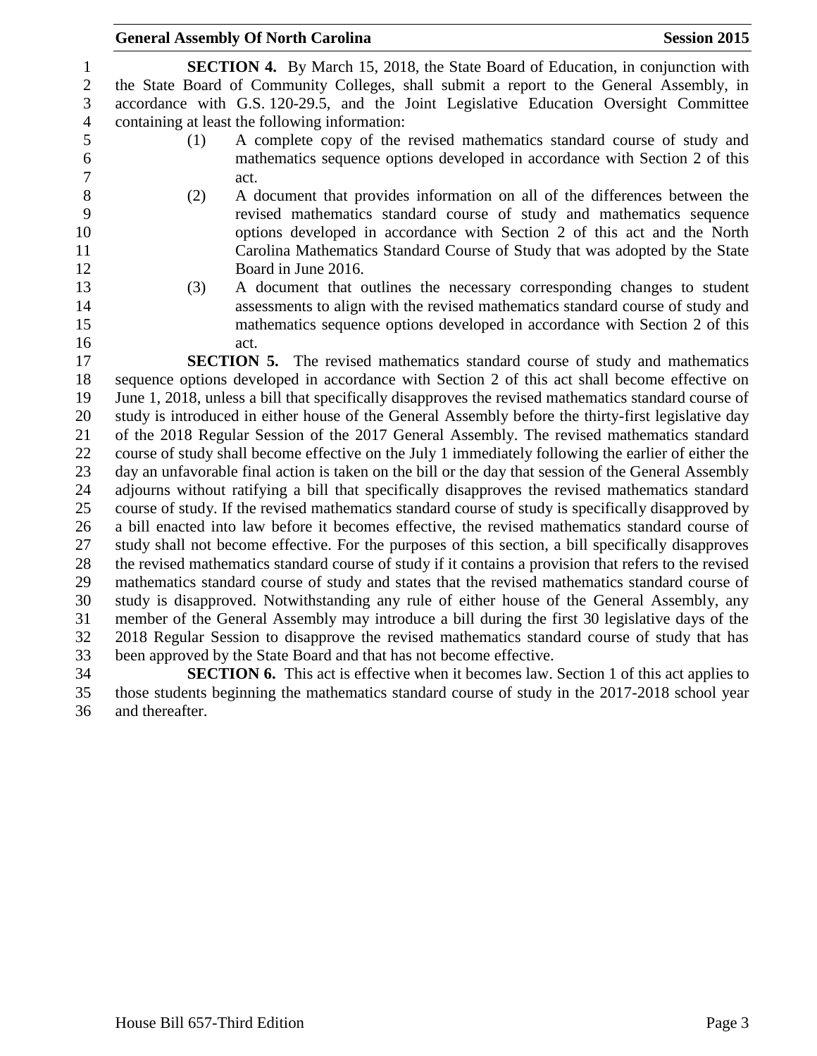**SECTION 4.** By March 15, 2018, the State Board of Education, in conjunction with the State Board of Community Colleges, shall submit a report to the General Assembly, in accordance with G.S. 120-29.5, and the Joint Legislative Education Oversight Committee containing at least the following information:

(1) A complete copy of the revised mathematics standard course of study and mathematics sequence options developed in accordance with Section 2 of this act.

(2) A document that provides information on all of the differences between the revised mathematics standard course of study and mathematics sequence options developed in accordance with Section 2 of this act and the North Carolina Mathematics Standard Course of Study that was adopted by the State Board in June 2016.

(3) A document that outlines the necessary corresponding changes to student assessments to align with the revised mathematics standard course of study and mathematics sequence options developed in accordance with Section 2 of this act.

**SECTION 5.** The revised mathematics standard course of study and mathematics sequence options developed in accordance with Section 2 of this act shall become effective on June 1, 2018, unless a bill that specifically disapproves the revised mathematics standard course of study is introduced in either house of the General Assembly before the thirty-first legislative day of the 2018 Regular Session of the 2017 General Assembly. The revised mathematics standard course of study shall become effective on the July 1 immediately following the earlier of either the day an unfavorable final action is taken on the bill or the day that session of the General Assembly adjourns without ratifying a bill that specifically disapproves the revised mathematics standard course of study. If the revised mathematics standard course of study is specifically disapproved by a bill enacted into law before it becomes effective, the revised mathematics standard course of study shall not become effective. For the purposes of this section, a bill specifically disapproves the revised mathematics standard course of study if it contains a provision that refers to the revised mathematics standard course of study and states that the revised mathematics standard course of study is disapproved. Notwithstanding any rule of either house of the General Assembly, any member of the General Assembly may introduce a bill during the first 30 legislative days of the 2018 Regular Session to disapprove the revised mathematics standard course of study that has been approved by the State Board and that has not become effective.

**SECTION 6.** This act is effective when it becomes law. Section 1 of this act applies to those students beginning the mathematics standard course of study in the 2017-2018 school year and thereafter.